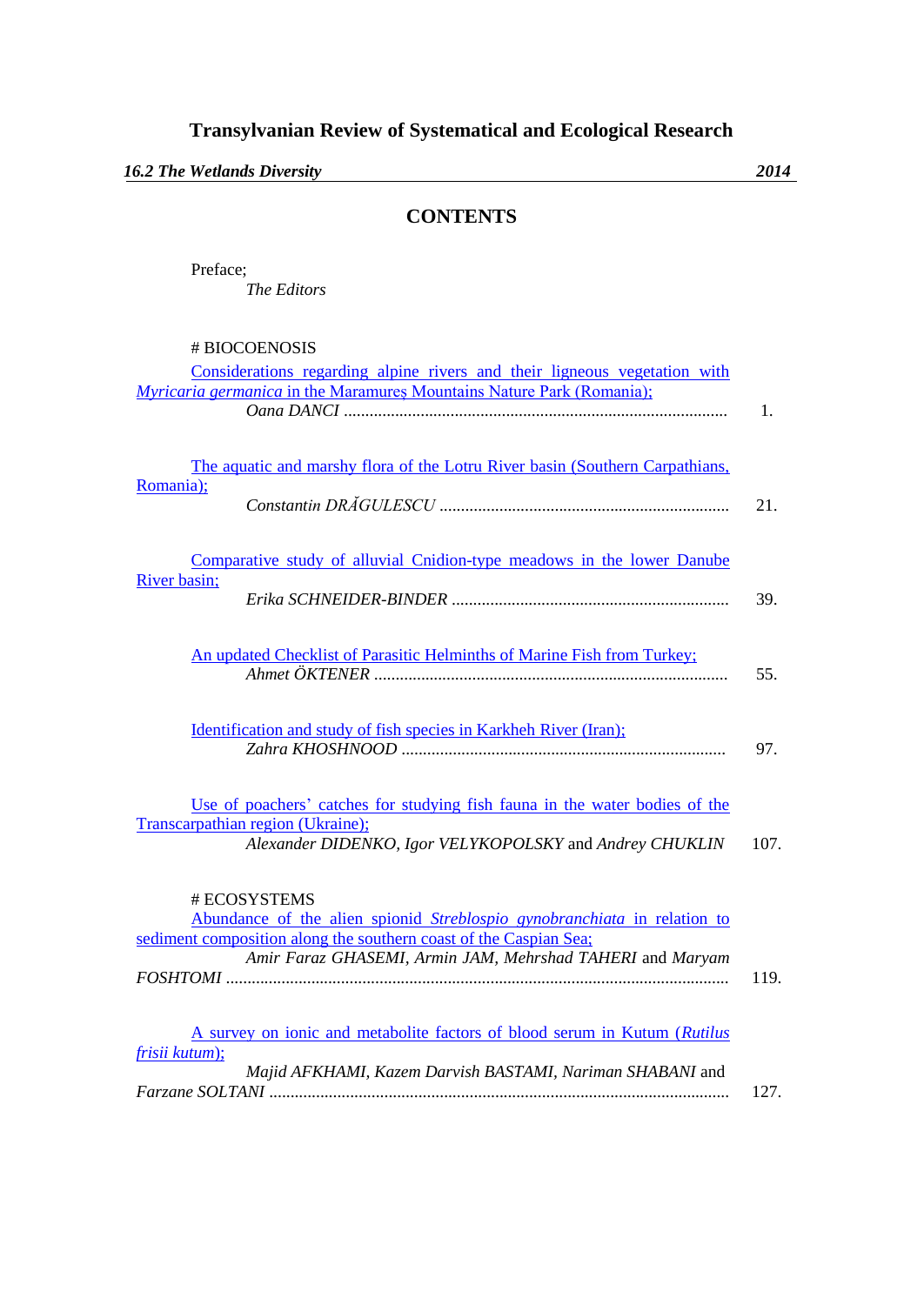# Transylvanian Review of Systematical and Ecological Research

***16.2 The Wetlands Diversity*** **2014**

## CONTENTS

Preface;
*The Editors*

# BIOCOENOSIS

Considerations regarding alpine rivers and their ligneous vegetation with *Myricaria germanica* in the Maramureş Mountains Nature Park (Romania);
*Oana DANCI* ........................................................................................ 1.

The aquatic and marshy flora of the Lotru River basin (Southern Carpathians, Romania);
*Constantin DRĂGULESCU* ................................................................... 21.

Comparative study of alluvial Cnidion-type meadows in the lower Danube River basin;
*Erika SCHNEIDER-BINDER* ................................................................ 39.

An updated Checklist of Parasitic Helminths of Marine Fish from Turkey;
*Ahmet ÖKTENER* .................................................................................. 55.

Identification and study of fish species in Karkheh River (Iran);
*Zahra KHOSHNOOD* ........................................................................... 97.

Use of poachers' catches for studying fish fauna in the water bodies of the Transcarpathian region (Ukraine);
*Alexander DIDENKO*, *Igor VELYKOPOLSKY* and *Andrey CHUKLIN* 107.

# ECOSYSTEMS

Abundance of the alien spionid *Streblospio gynobranchiata* in relation to sediment composition along the southern coast of the Caspian Sea;
*Amir Faraz GHASEMI*, *Armin JAM*, *Mehrshad TAHERI* and *Maryam FOSHTOMI* .................................................................................................... 119.

A survey on ionic and metabolite factors of blood serum in Kutum (*Rutilus frisii kutum*);
*Majid AFKHAMI*, *Kazem Darvish BASTAMI*, *Nariman SHABANI* and *Farzane SOLTANI* .......................................................................................... 127.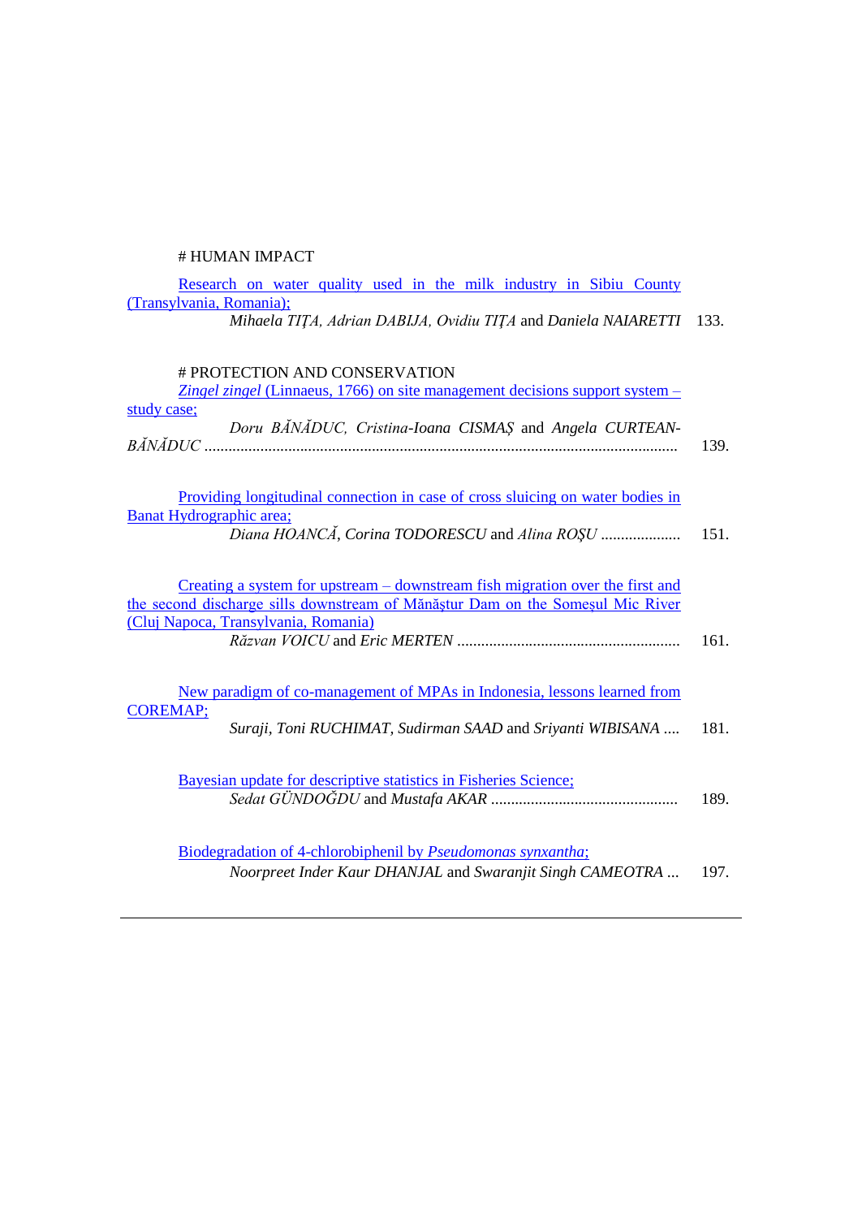# HUMAN IMPACT

Research on water quality used in the milk industry in Sibiu County (Transylvania, Romania);
*Mihaela TIȚA, Adrian DABIJA, Ovidiu TIȚA* and *Daniela NAIARETTI* 133.

# PROTECTION AND CONSERVATION

*Zingel zingel* (Linnaeus, 1766) on site management decisions support system – study case;
*Doru BĂNĂDUC, Cristina-Ioana CISMAȘ* and *Angela CURTEAN-BĂNĂDUC* ..................................................................................................................... 139.

Providing longitudinal connection in case of cross sluicing on water bodies in Banat Hydrographic area;
*Diana HOANCĂ, Corina TODORESCU* and *Alina ROȘU* .................... 151.

Creating a system for upstream – downstream fish migration over the first and the second discharge sills downstream of Mănăştur Dam on the Someşul Mic River (Cluj Napoca, Transylvania, Romania)
*Răzvan VOICU* and *Eric MERTEN* ........................................................ 161.

New paradigm of co-management of MPAs in Indonesia, lessons learned from COREMAP;
*Suraji, Toni RUCHIMAT, Sudirman SAAD* and *Sriyanti WIBISANA* .... 181.

Bayesian update for descriptive statistics in Fisheries Science;
*Sedat GÜNDOĞDU* and *Mustafa AKAR* ............................................... 189.

Biodegradation of 4-chlorobiphenil by *Pseudomonas synxantha*;
*Noorpreet Inder Kaur DHANJAL* and *Swaranjit Singh CAMEOTRA* ... 197.